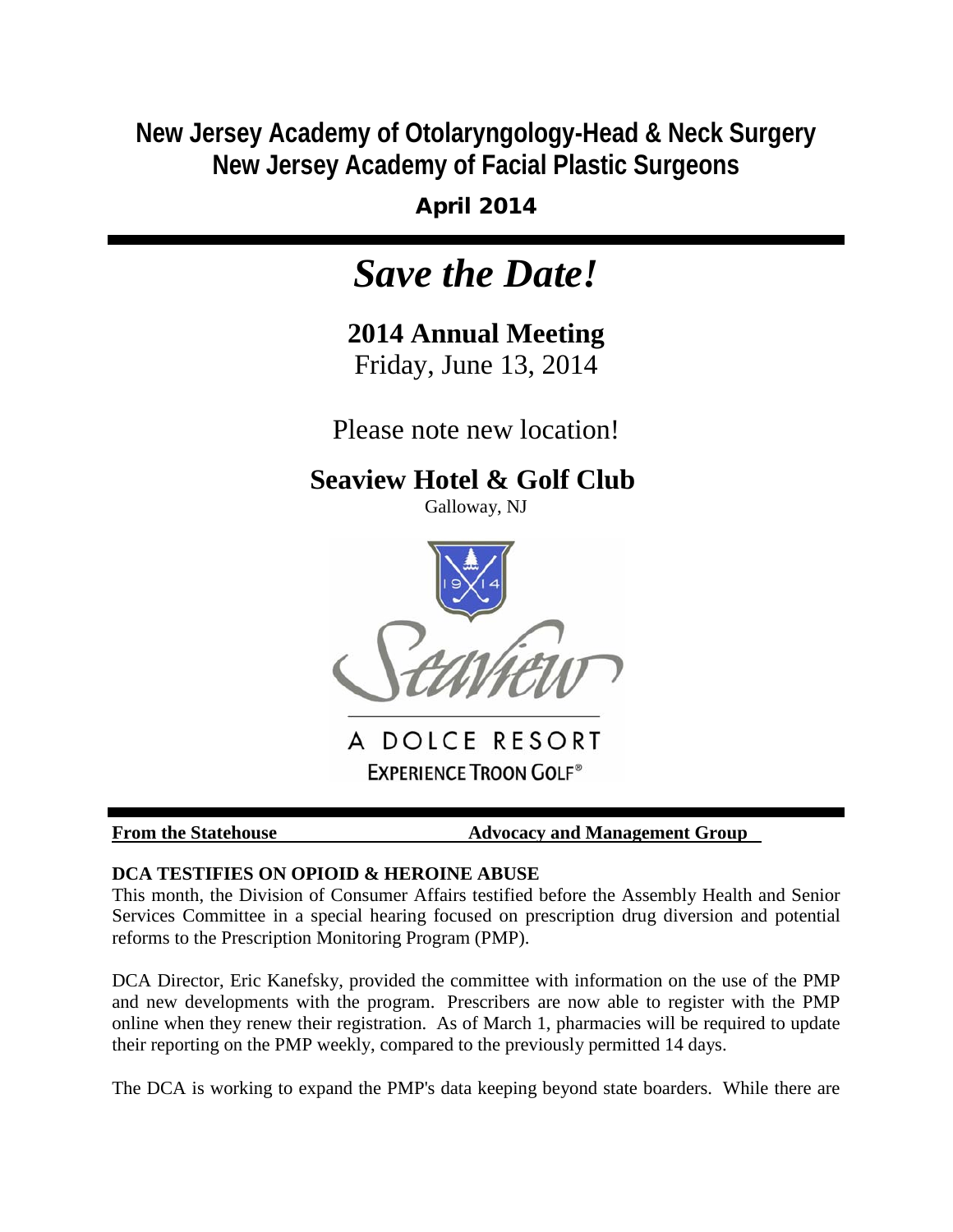# New Jersey Academy of Otolaryngology-Head & Neck Surgery
# New Jersey Academy of Facial Plastic Surgeons

**April 2014**

---

# *Save the Date!*

## 2014 Annual Meeting

Friday, June 13, 2014

Please note new location!

## Seaview Hotel & Golf Club

Galloway, NJ

Seaview

A DOLCE RESORT

EXPERIENCE TROON GOLF®

---

**From the Statehouse** **Advocacy and Management Group**

**DCA TESTIFIES ON OPIOID & HEROINE ABUSE**

This month, the Division of Consumer Affairs testified before the Assembly Health and Senior Services Committee in a special hearing focused on prescription drug diversion and potential reforms to the Prescription Monitoring Program (PMP).

DCA Director, Eric Kanefsky, provided the committee with information on the use of the PMP and new developments with the program. Prescribers are now able to register with the PMP online when they renew their registration. As of March 1, pharmacies will be required to update their reporting on the PMP weekly, compared to the previously permitted 14 days.

The DCA is working to expand the PMP's data keeping beyond state boarders. While there are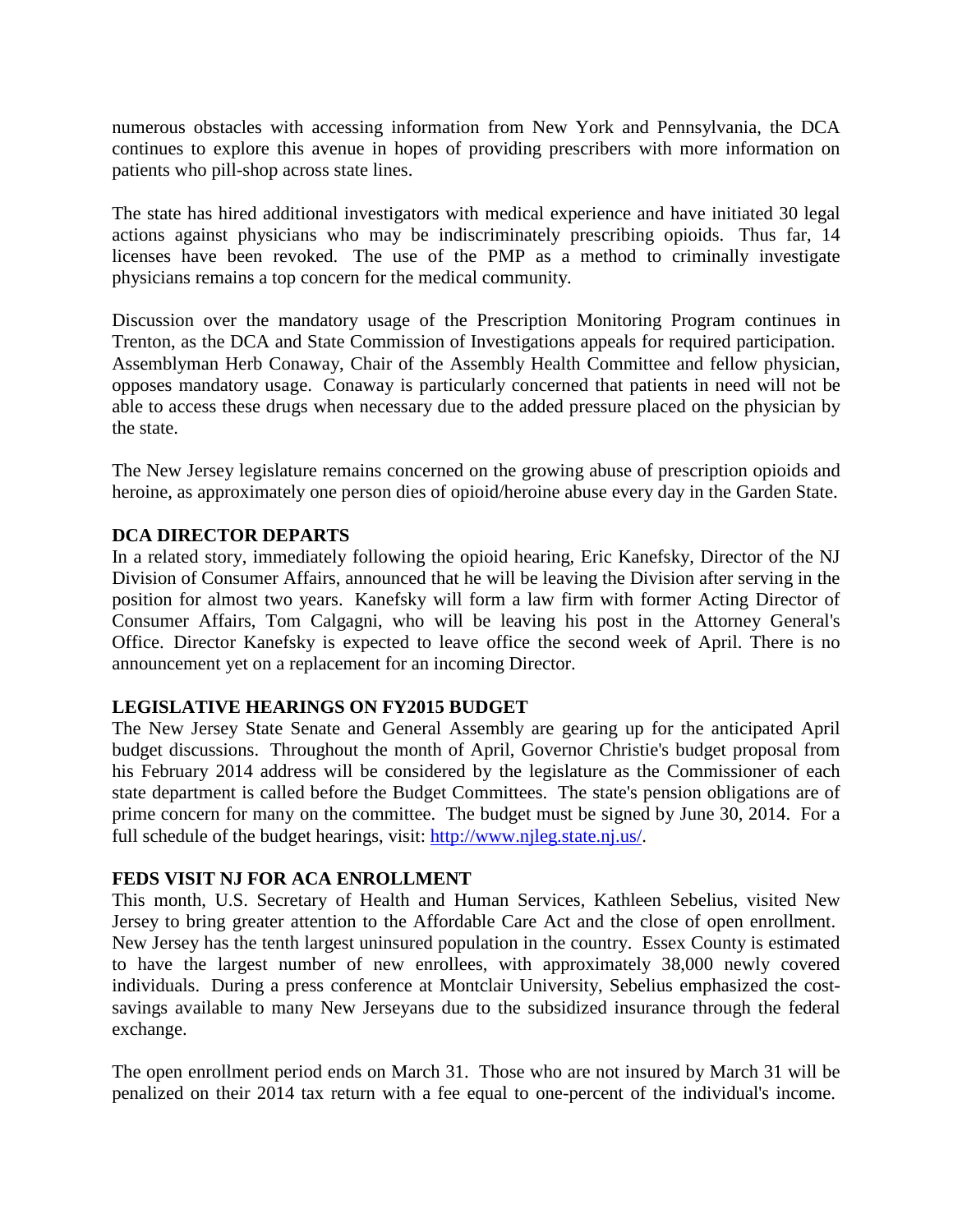numerous obstacles with accessing information from New York and Pennsylvania, the DCA continues to explore this avenue in hopes of providing prescribers with more information on patients who pill-shop across state lines.

The state has hired additional investigators with medical experience and have initiated 30 legal actions against physicians who may be indiscriminately prescribing opioids. Thus far, 14 licenses have been revoked. The use of the PMP as a method to criminally investigate physicians remains a top concern for the medical community.

Discussion over the mandatory usage of the Prescription Monitoring Program continues in Trenton, as the DCA and State Commission of Investigations appeals for required participation. Assemblyman Herb Conaway, Chair of the Assembly Health Committee and fellow physician, opposes mandatory usage. Conaway is particularly concerned that patients in need will not be able to access these drugs when necessary due to the added pressure placed on the physician by the state.

The New Jersey legislature remains concerned on the growing abuse of prescription opioids and heroine, as approximately one person dies of opioid/heroine abuse every day in the Garden State.

**DCA DIRECTOR DEPARTS**

In a related story, immediately following the opioid hearing, Eric Kanefsky, Director of the NJ Division of Consumer Affairs, announced that he will be leaving the Division after serving in the position for almost two years. Kanefsky will form a law firm with former Acting Director of Consumer Affairs, Tom Calgagni, who will be leaving his post in the Attorney General's Office. Director Kanefsky is expected to leave office the second week of April. There is no announcement yet on a replacement for an incoming Director.

**LEGISLATIVE HEARINGS ON FY2015 BUDGET**

The New Jersey State Senate and General Assembly are gearing up for the anticipated April budget discussions. Throughout the month of April, Governor Christie's budget proposal from his February 2014 address will be considered by the legislature as the Commissioner of each state department is called before the Budget Committees. The state's pension obligations are of prime concern for many on the committee. The budget must be signed by June 30, 2014. For a full schedule of the budget hearings, visit: [http://www.njleg.state.nj.us/](http://www.njleg.state.nj.us/).

**FEDS VISIT NJ FOR ACA ENROLLMENT**

This month, U.S. Secretary of Health and Human Services, Kathleen Sebelius, visited New Jersey to bring greater attention to the Affordable Care Act and the close of open enrollment. New Jersey has the tenth largest uninsured population in the country. Essex County is estimated to have the largest number of new enrollees, with approximately 38,000 newly covered individuals. During a press conference at Montclair University, Sebelius emphasized the cost-savings available to many New Jerseyans due to the subsidized insurance through the federal exchange.

The open enrollment period ends on March 31. Those who are not insured by March 31 will be penalized on their 2014 tax return with a fee equal to one-percent of the individual's income.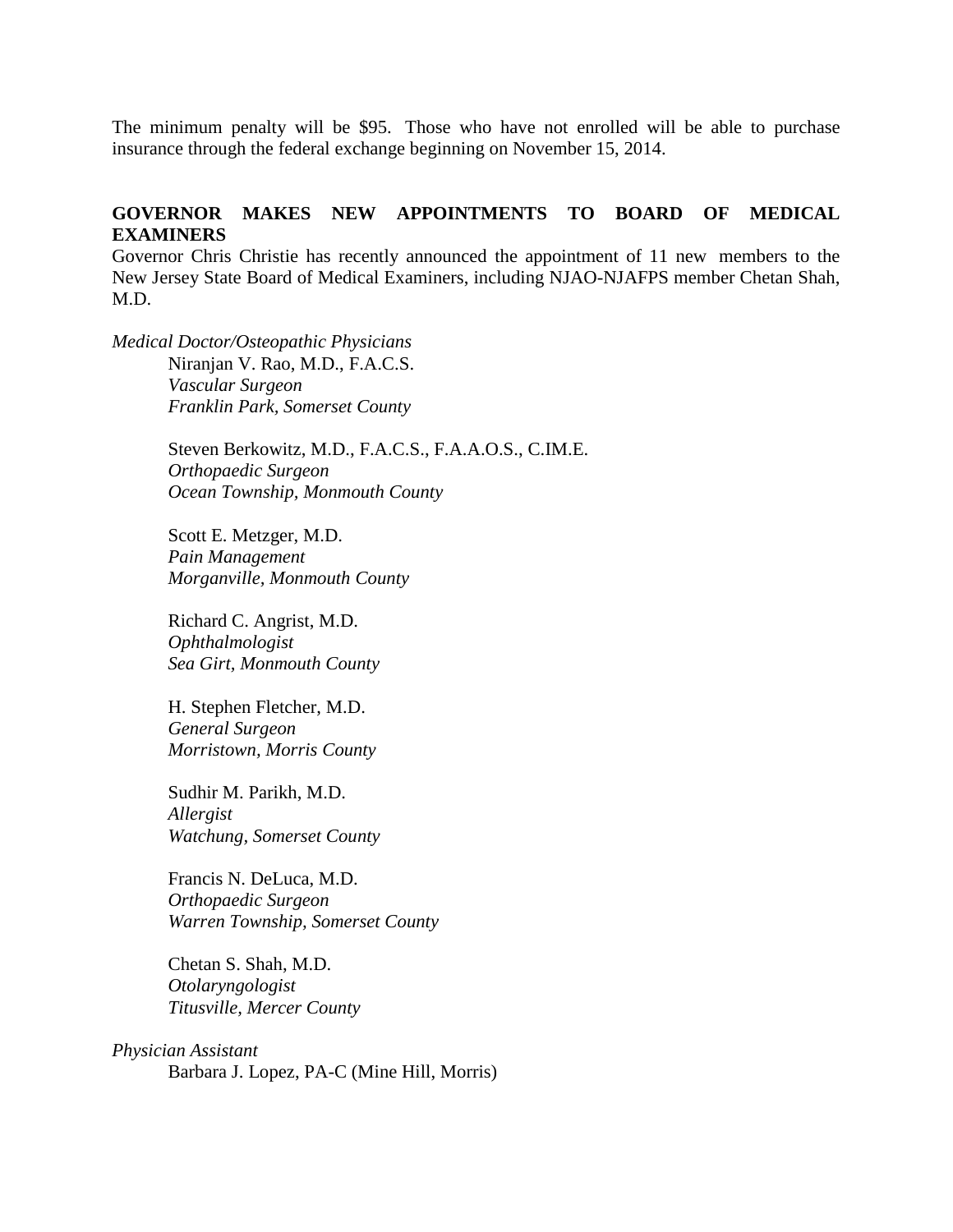The minimum penalty will be $95. Those who have not enrolled will be able to purchase insurance through the federal exchange beginning on November 15, 2014.

## GOVERNOR MAKES NEW APPOINTMENTS TO BOARD OF MEDICAL EXAMINERS

Governor Chris Christie has recently announced the appointment of 11 new members to the New Jersey State Board of Medical Examiners, including NJAO-NJAFPS member Chetan Shah, M.D.

*Medical Doctor/Osteopathic Physicians*

Niranjan V. Rao, M.D., F.A.C.S.
*Vascular Surgeon*
*Franklin Park, Somerset County*

Steven Berkowitz, M.D., F.A.C.S., F.A.A.O.S., C.IM.E.
*Orthopaedic Surgeon*
*Ocean Township, Monmouth County*

Scott E. Metzger, M.D.
*Pain Management*
*Morganville, Monmouth County*

Richard C. Angrist, M.D.
*Ophthalmologist*
*Sea Girt, Monmouth County*

H. Stephen Fletcher, M.D.
*General Surgeon*
*Morristown, Morris County*

Sudhir M. Parikh, M.D.
*Allergist*
*Watchung, Somerset County*

Francis N. DeLuca, M.D.
*Orthopaedic Surgeon*
*Warren Township, Somerset County*

Chetan S. Shah, M.D.
*Otolaryngologist*
*Titusville, Mercer County*

*Physician Assistant*

Barbara J. Lopez, PA-C (Mine Hill, Morris)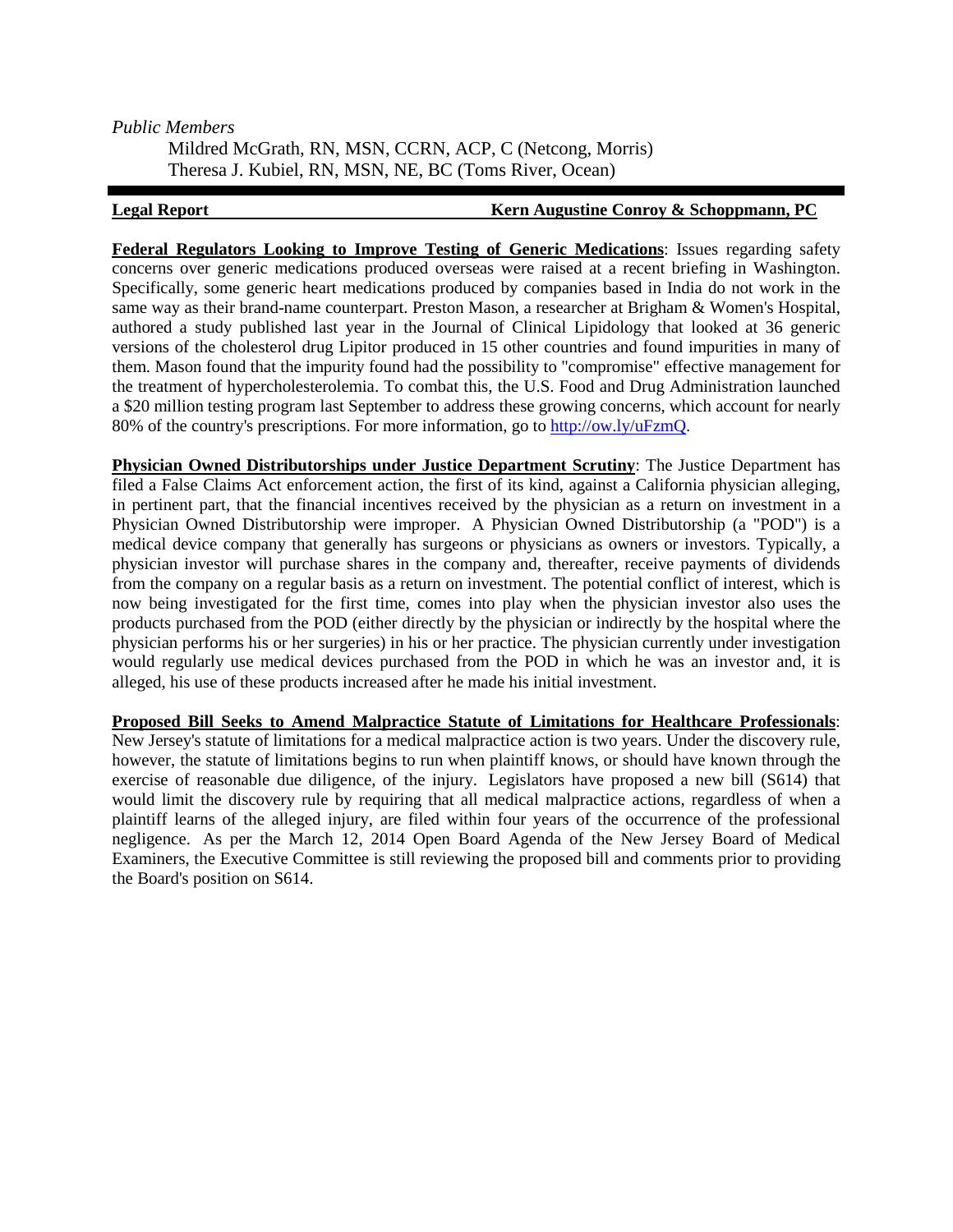*Public Members*

Mildred McGrath, RN, MSN, CCRN, ACP, C (Netcong, Morris)
Theresa J. Kubiel, RN, MSN, NE, BC (Toms River, Ocean)

---

**Legal Report** **Kern Augustine Conroy & Schoppmann, PC**

**Federal Regulators Looking to Improve Testing of Generic Medications**: Issues regarding safety concerns over generic medications produced overseas were raised at a recent briefing in Washington. Specifically, some generic heart medications produced by companies based in India do not work in the same way as their brand-name counterpart. Preston Mason, a researcher at Brigham & Women's Hospital, authored a study published last year in the Journal of Clinical Lipidology that looked at 36 generic versions of the cholesterol drug Lipitor produced in 15 other countries and found impurities in many of them. Mason found that the impurity found had the possibility to "compromise" effective management for the treatment of hypercholesterolemia. To combat this, the U.S. Food and Drug Administration launched a $20 million testing program last September to address these growing concerns, which account for nearly 80% of the country's prescriptions. For more information, go to [http://ow.ly/uFzmQ](http://ow.ly/uFzmQ).

**Physician Owned Distributorships under Justice Department Scrutiny**: The Justice Department has filed a False Claims Act enforcement action, the first of its kind, against a California physician alleging, in pertinent part, that the financial incentives received by the physician as a return on investment in a Physician Owned Distributorship were improper. A Physician Owned Distributorship (a "POD") is a medical device company that generally has surgeons or physicians as owners or investors. Typically, a physician investor will purchase shares in the company and, thereafter, receive payments of dividends from the company on a regular basis as a return on investment. The potential conflict of interest, which is now being investigated for the first time, comes into play when the physician investor also uses the products purchased from the POD (either directly by the physician or indirectly by the hospital where the physician performs his or her surgeries) in his or her practice. The physician currently under investigation would regularly use medical devices purchased from the POD in which he was an investor and, it is alleged, his use of these products increased after he made his initial investment.

**Proposed Bill Seeks to Amend Malpractice Statute of Limitations for Healthcare Professionals**: New Jersey's statute of limitations for a medical malpractice action is two years. Under the discovery rule, however, the statute of limitations begins to run when plaintiff knows, or should have known through the exercise of reasonable due diligence, of the injury. Legislators have proposed a new bill (S614) that would limit the discovery rule by requiring that all medical malpractice actions, regardless of when a plaintiff learns of the alleged injury, are filed within four years of the occurrence of the professional negligence. As per the March 12, 2014 Open Board Agenda of the New Jersey Board of Medical Examiners, the Executive Committee is still reviewing the proposed bill and comments prior to providing the Board's position on S614.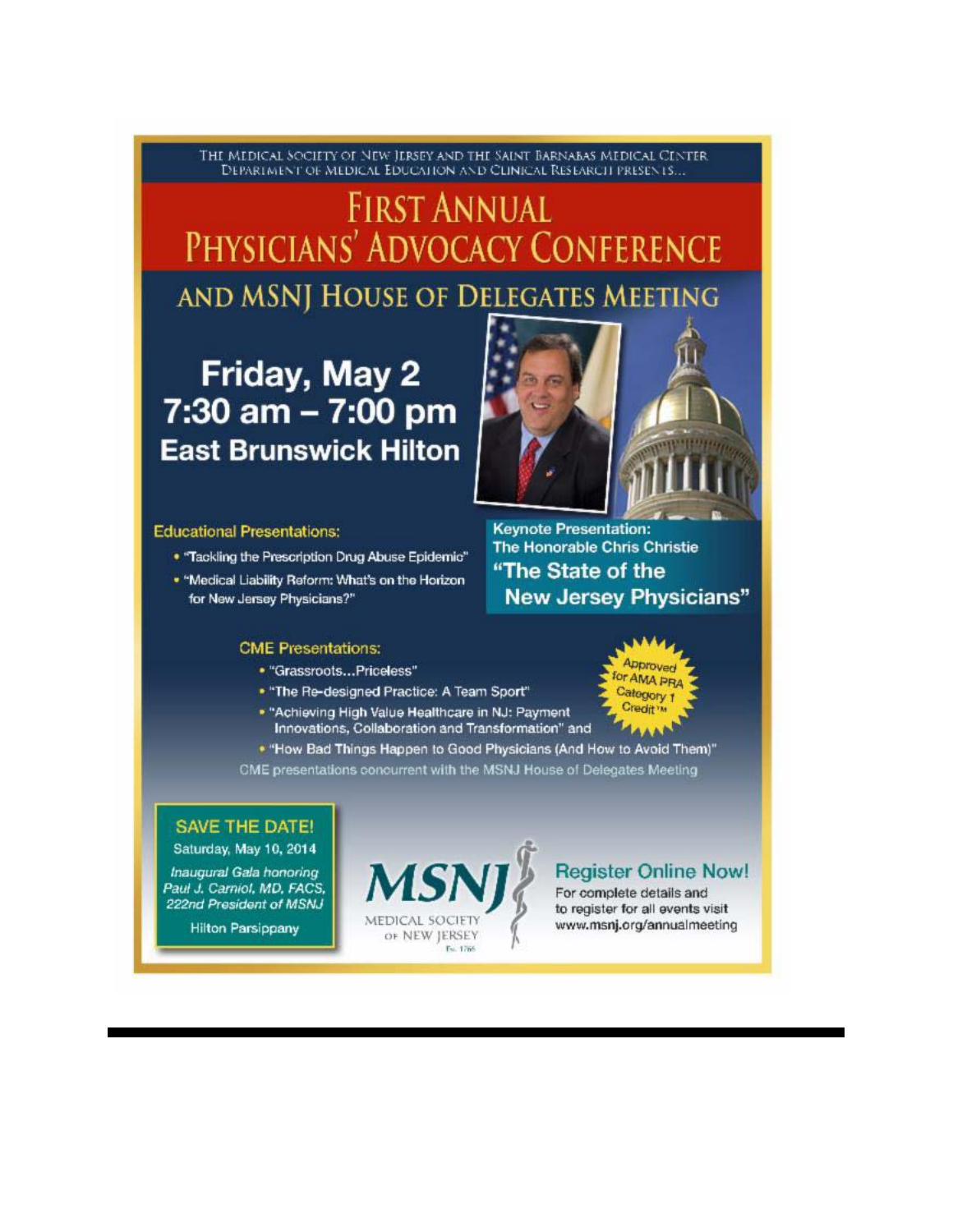THE MEDICAL SOCIETY OF NEW JERSEY AND THE SAINT BARNABAS MEDICAL CENTER DEPARTMENT OF MEDICAL EDUCATION AND CLINICAL RESEARCH PRESENTS...

# FIRST ANNUAL PHYSICIANS' ADVOCACY CONFERENCE

## AND MSNJ HOUSE OF DELEGATES MEETING

## Friday, May 2
## 7:30 am – 7:00 pm
## East Brunswick Hilton

### Educational Presentations:

- "Tackling the Prescription Drug Abuse Epidemic"
- "Medical Liability Reform: What's on the Horizon for New Jersey Physicians?"

### Keynote Presentation:

**The Honorable Chris Christie**

**"The State of the New Jersey Physicians"**

### CME Presentations:

- "Grassroots...Priceless"
- "The Re-designed Practice: A Team Sport"
- "Achieving High Value Healthcare in NJ: Payment Innovations, Collaboration and Transformation" and
- "How Bad Things Happen to Good Physicians (And How to Avoid Them)"

CME presentations concurrent with the MSNJ House of Delegates Meeting

Approved for AMA PRA Category 1 Credit™

**SAVE THE DATE!**

Saturday, May 10, 2014

*Inaugural Gala honoring Paul J. Carniol, MD, FACS, 222nd President of MSNJ*

Hilton Parsippany

MSNJ MEDICAL SOCIETY OF NEW JERSEY Est. 1766

**Register Online Now!**

For complete details and to register for all events visit www.msnj.org/annualmeeting